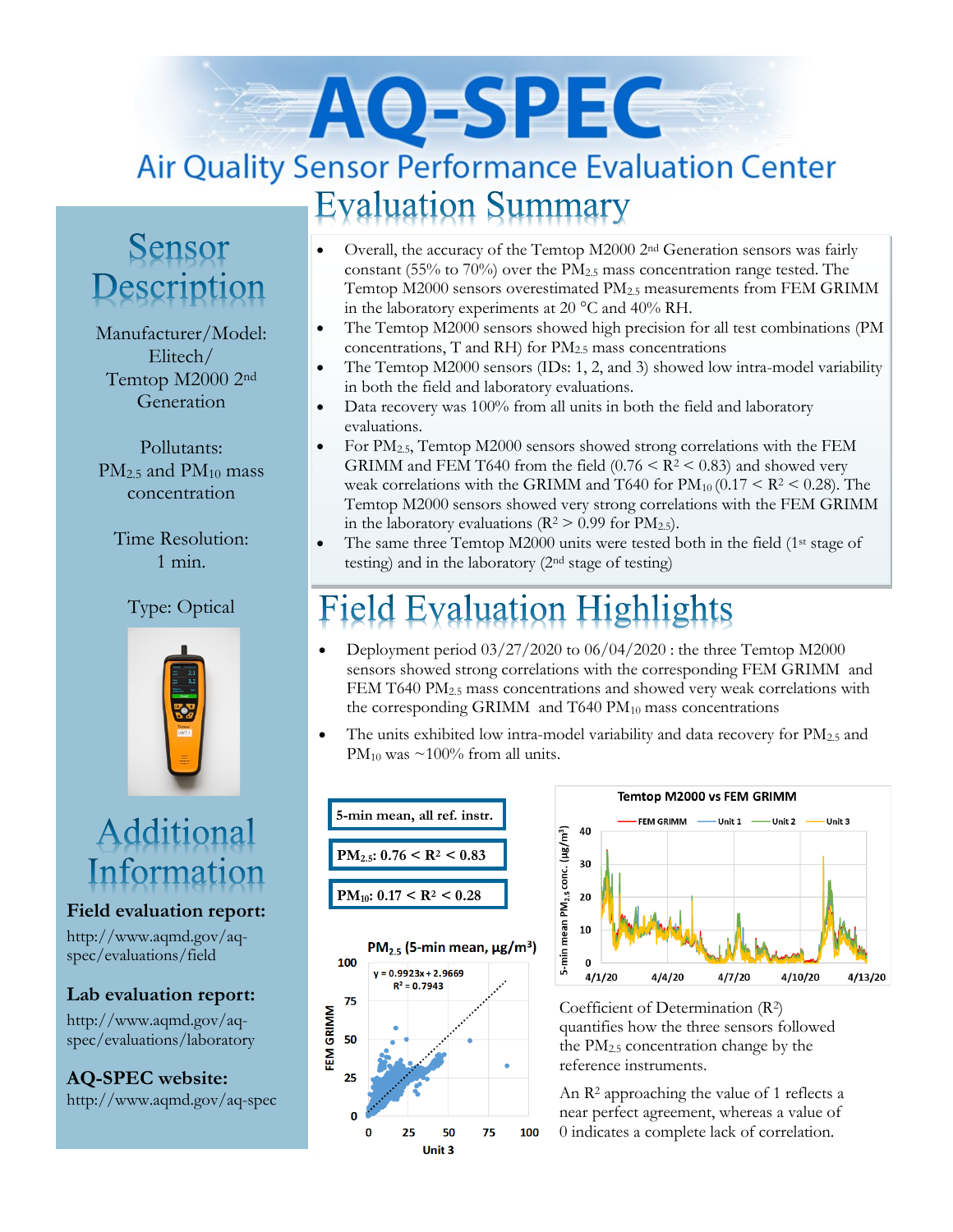# AQ-SPEC

## Air Quality Sensor Performance Evaluation Center

## Sensor Description

Manufacturer/Model: Elitech/ Temtop M2000 2nd Generation

Pollutants: $PM_{2.5}$ and $PM_{10}$ mass concentration

Time Resolution: 1 min.

Type: Optical

## Evaluation Summary

- Overall, the accuracy of the Temtop M2000 2nd Generation sensors was fairly constant (55% to 70%) over the $PM_{2.5}$ mass concentration range tested. The Temtop M2000 sensors overestimated $PM_{2.5}$ measurements from FEM GRIMM in the laboratory experiments at 20 °C and 40% RH.
- The Temtop M2000 sensors showed high precision for all test combinations (PM concentrations, T and RH) for $PM_{2.5}$ mass concentrations
- The Temtop M2000 sensors (IDs: 1, 2, and 3) showed low intra-model variability in both the field and laboratory evaluations.
- Data recovery was 100% from all units in both the field and laboratory evaluations.
- For $PM_{2.5}$, Temtop M2000 sensors showed strong correlations with the FEM GRIMM and FEM T640 from the field ($0.76 < R^2 < 0.83$) and showed very weak correlations with the GRIMM and T640 for $PM_{10}$ ($0.17 < R^2 < 0.28$). The Temtop M2000 sensors showed very strong correlations with the FEM GRIMM in the laboratory evaluations ($R^2 > 0.99$ for $PM_{2.5}$).
- The same three Temtop M2000 units were tested both in the field (1st stage of testing) and in the laboratory (2nd stage of testing)

## Field Evaluation Highlights

- Deployment period 03/27/2020 to 06/04/2020 : the three Temtop M2000 sensors showed strong correlations with the corresponding FEM GRIMM and FEM T640 $PM_{2.5}$ mass concentrations and showed very weak correlations with the corresponding GRIMM and T640 $PM_{10}$ mass concentrations
- The units exhibited low intra-model variability and data recovery for $PM_{2.5}$ and $PM_{10}$ was ~100% from all units.

**5-min mean, all ref. instr.**

**$PM_{2.5}$: $0.76 < R^2 < 0.83$**

**$PM_{10}$: $0.17 < R^2 < 0.28$**

Coefficient of Determination ($R^2$) quantifies how the three sensors followed the $PM_{2.5}$ concentration change by the reference instruments.

An $R^2$ approaching the value of 1 reflects a near perfect agreement, whereas a value of 0 indicates a complete lack of correlation.

## Additional Information

**Field evaluation report:**
http://www.aqmd.gov/aq-spec/evaluations/field

**Lab evaluation report:**
http://www.aqmd.gov/aq-spec/evaluations/laboratory

**AQ-SPEC website:**
http://www.aqmd.gov/aq-spec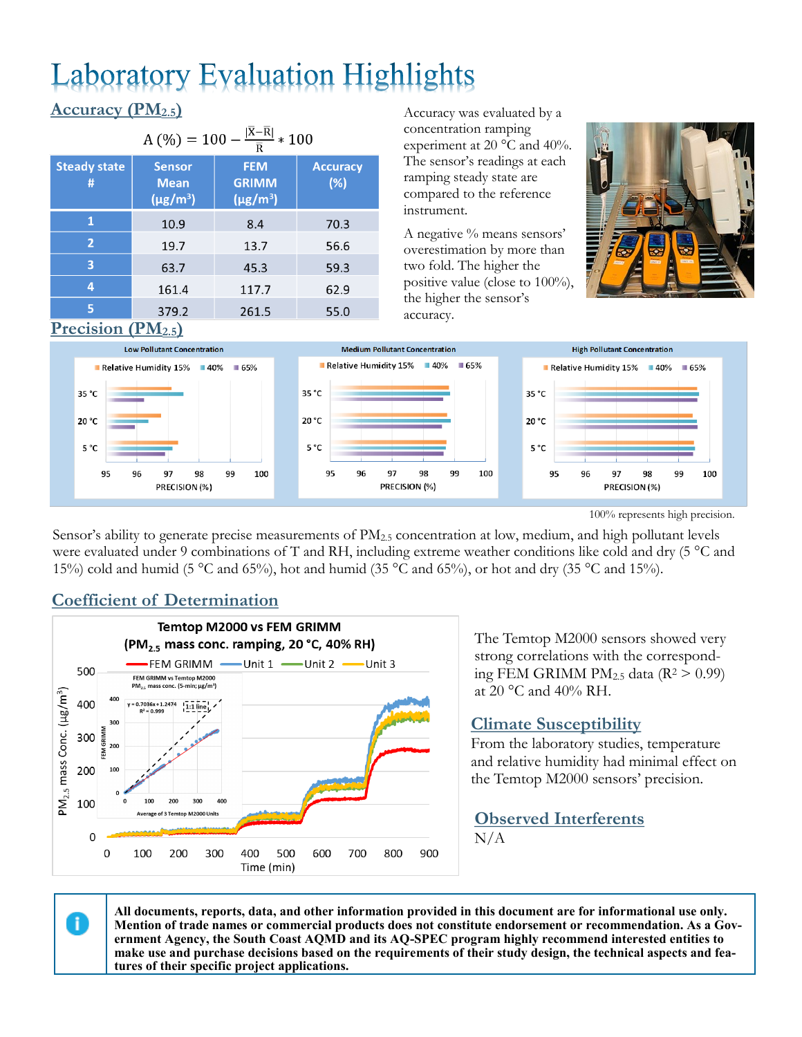# Laboratory Evaluation Highlights

## Accuracy ($PM_{2.5}$)

$$A\,(\%) = 100 - \frac{|\bar{X} - \bar{R}|}{\bar{R}} * 100$$

| Steady state # | Sensor Mean (µg/m³) | FEM GRIMM (µg/m³) | Accuracy (%) |
|---|---|---|---|
| 1 | 10.9 | 8.4 | 70.3 |
| 2 | 19.7 | 13.7 | 56.6 |
| 3 | 63.7 | 45.3 | 59.3 |
| 4 | 161.4 | 117.7 | 62.9 |
| 5 | 379.2 | 261.5 | 55.0 |

Accuracy was evaluated by a concentration ramping experiment at 20 °C and 40%. The sensor's readings at each ramping steady state are compared to the reference instrument.

A negative % means sensors' overestimation by more than two fold. The higher the positive value (close to 100%), the higher the sensor's accuracy.

## Precision ($PM_{2.5}$)

Low Pollutant Concentration
Relative Humidity 15% 40% 65%
35 °C
20 °C
5 °C
95 96 97 98 99 100
PRECISION (%)

Medium Pollutant Concentration
Relative Humidity 15% 40% 65%
35 °C
20 °C
5 °C
95 96 97 98 99 100
PRECISION (%)

High Pollutant Concentration
Relative Humidity 15% 40% 65%
35 °C
20 °C
5 °C
95 96 97 98 99 100
PRECISION (%)

100% represents high precision.

Sensor's ability to generate precise measurements of $PM_{2.5}$ concentration at low, medium, and high pollutant levels were evaluated under 9 combinations of T and RH, including extreme weather conditions like cold and dry (5 °C and 15%) cold and humid (5 °C and 65%), hot and humid (35 °C and 65%), or hot and dry (35 °C and 15%).

## Coefficient of Determination

Temtop M2000 vs FEM GRIMM
($PM_{2.5}$ mass conc. ramping, 20 °C, 40% RH)
FEM GRIMM Unit 1 Unit 2 Unit 3
$PM_{2.5}$ mass Conc. (µg/m³)
0 100 200 300 400 500
0 100 200 300 400 500 600 700 800 900
Time (min)

FEM GRIMM vs Temtop M2000
$PM_{2.5}$ mass conc. (5-min; µg/m³)
y = 0.7036x + 1.2474
R² = 0.999
1:1 line
FEM GRIMM
0 100 200 300 400
Average of 3 Temtop M2000 Units

The Temtop M2000 sensors showed very strong correlations with the corresponding FEM GRIMM $PM_{2.5}$ data ($R^2 > 0.99$) at 20 °C and 40% RH.

## Climate Susceptibility

From the laboratory studies, temperature and relative humidity had minimal effect on the Temtop M2000 sensors' precision.

## Observed Interferents

N/A

**All documents, reports, data, and other information provided in this document are for informational use only. Mention of trade names or commercial products does not constitute endorsement or recommendation. As a Government Agency, the South Coast AQMD and its AQ-SPEC program highly recommend interested entities to make use and purchase decisions based on the requirements of their study design, the technical aspects and features of their specific project applications.**